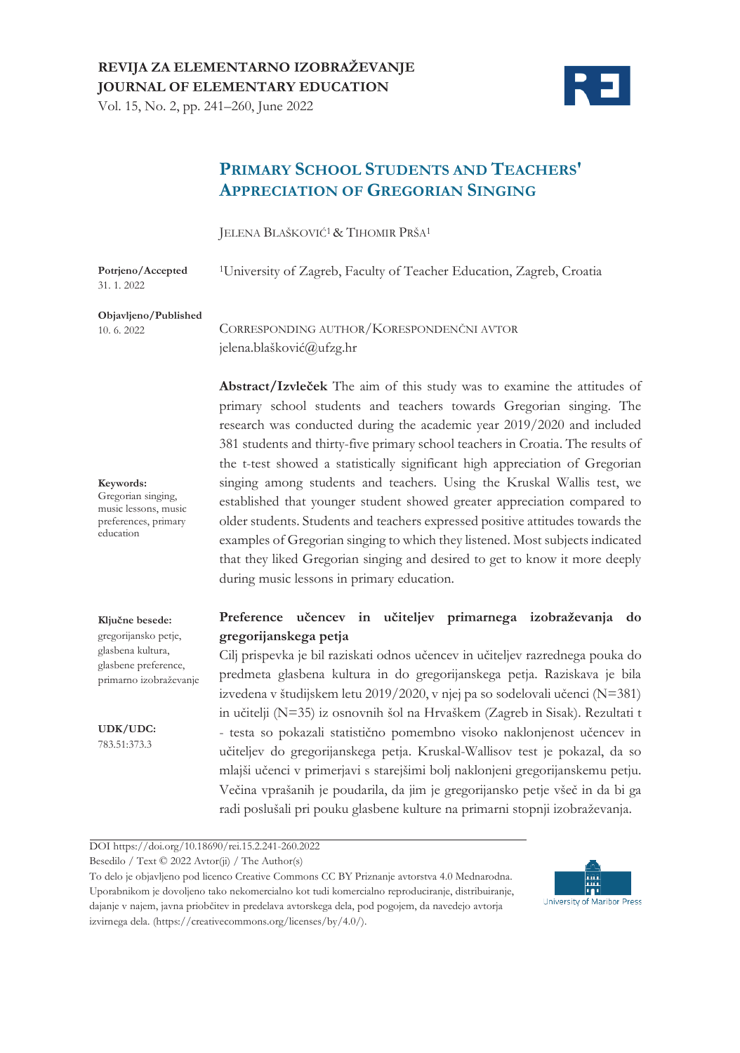REVIJA ZA ELEMENTARNO IZOBRAŽEVANJE
JOURNAL OF ELEMENTARY EDUCATION
Vol. 15, No. 2, pp. 241–260, June 2022

# PRIMARY SCHOOL STUDENTS AND TEACHERS' APPRECIATION OF GREGORIAN SINGING

JELENA BLAŠKOVIĆ[1] & TIHOMIR PRŠA[1]

**Potrjeno/Accepted**
31. 1. 2022

**Objavljeno/Published**
10. 6. 2022

[1]University of Zagreb, Faculty of Teacher Education, Zagreb, Croatia

CORRESPONDING AUTHOR/KORESPONDENČNI AVTOR
jelena.blašković@ufzg.hr

**Keywords:**
Gregorian singing, music lessons, music preferences, primary education

**Abstract/Izvleček** The aim of this study was to examine the attitudes of primary school students and teachers towards Gregorian singing. The research was conducted during the academic year 2019/2020 and included 381 students and thirty-five primary school teachers in Croatia. The results of the t-test showed a statistically significant high appreciation of Gregorian singing among students and teachers. Using the Kruskal Wallis test, we established that younger student showed greater appreciation compared to older students. Students and teachers expressed positive attitudes towards the examples of Gregorian singing to which they listened. Most subjects indicated that they liked Gregorian singing and desired to get to know it more deeply during music lessons in primary education.

**Ključne besede:**
gregorijansko petje, glasbena kultura, glasbene preference, primarno izobraževanje

**UDK/UDC:**
783.51:373.3

**Preference učencev in učiteljev primarnega izobraževanja do gregorijanskega petja**

Cilj prispevka je bil raziskati odnos učencev in učiteljev razrednega pouka do predmeta glasbena kultura in do gregorijanskega petja. Raziskava je bila izvedena v študijskem letu 2019/2020, v njej pa so sodelovali učenci (N=381) in učitelji (N=35) iz osnovnih šol na Hrvaškem (Zagreb in Sisak). Rezultati t - testa so pokazali statistično pomembno visoko naklonjenost učencev in učiteljev do gregorijanskega petja. Kruskal-Wallisov test je pokazal, da so mlajši učenci v primerjavi s starejšimi bolj naklonjeni gregorijanskemu petju. Večina vprašanih je poudarila, da jim je gregorijansko petje všeč in da bi ga radi poslušali pri pouku glasbene kulture na primarni stopnji izobraževanja.

DOI https://doi.org/10.18690/rei.15.2.241-260.2022
Besedilo / Text © 2022 Avtor(ji) / The Author(s)
To delo je objavljeno pod licenco Creative Commons CC BY Priznanje avtorstva 4.0 Mednarodna. Uporabnikom je dovoljeno tako nekomercialno kot tudi komercialno reproduciranje, distribuiranje, dajanje v najem, javna priobčitev in predelava avtorskega dela, pod pogojem, da navedejo avtorja izvirnega dela. (https://creativecommons.org/licenses/by/4.0/).

University of Maribor Press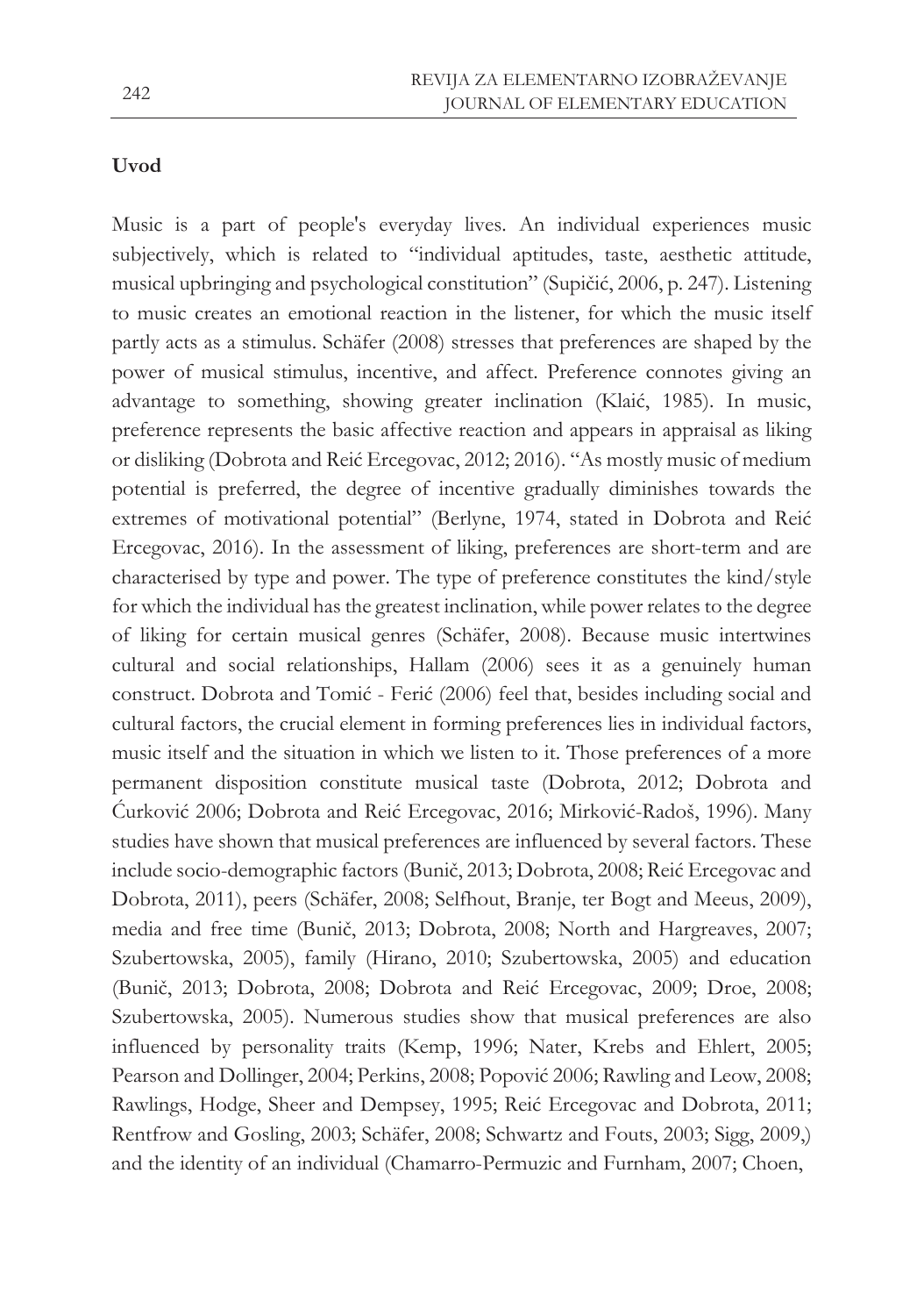**Uvod**

Music is a part of people's everyday lives. An individual experiences music subjectively, which is related to "individual aptitudes, taste, aesthetic attitude, musical upbringing and psychological constitution" (Supičić, 2006, p. 247). Listening to music creates an emotional reaction in the listener, for which the music itself partly acts as a stimulus. Schäfer (2008) stresses that preferences are shaped by the power of musical stimulus, incentive, and affect. Preference connotes giving an advantage to something, showing greater inclination (Klaić, 1985). In music, preference represents the basic affective reaction and appears in appraisal as liking or disliking (Dobrota and Reić Ercegovac, 2012; 2016). "As mostly music of medium potential is preferred, the degree of incentive gradually diminishes towards the extremes of motivational potential" (Berlyne, 1974, stated in Dobrota and Reić Ercegovac, 2016). In the assessment of liking, preferences are short-term and are characterised by type and power. The type of preference constitutes the kind/style for which the individual has the greatest inclination, while power relates to the degree of liking for certain musical genres (Schäfer, 2008). Because music intertwines cultural and social relationships, Hallam (2006) sees it as a genuinely human construct. Dobrota and Tomić - Ferić (2006) feel that, besides including social and cultural factors, the crucial element in forming preferences lies in individual factors, music itself and the situation in which we listen to it. Those preferences of a more permanent disposition constitute musical taste (Dobrota, 2012; Dobrota and Ćurković 2006; Dobrota and Reić Ercegovac, 2016; Mirković-Radoš, 1996). Many studies have shown that musical preferences are influenced by several factors. These include socio-demographic factors (Bunič, 2013; Dobrota, 2008; Reić Ercegovac and Dobrota, 2011), peers (Schäfer, 2008; Selfhout, Branje, ter Bogt and Meeus, 2009), media and free time (Bunič, 2013; Dobrota, 2008; North and Hargreaves, 2007; Szubertowska, 2005), family (Hirano, 2010; Szubertowska, 2005) and education (Bunič, 2013; Dobrota, 2008; Dobrota and Reić Ercegovac, 2009; Droe, 2008; Szubertowska, 2005). Numerous studies show that musical preferences are also influenced by personality traits (Kemp, 1996; Nater, Krebs and Ehlert, 2005; Pearson and Dollinger, 2004; Perkins, 2008; Popović 2006; Rawling and Leow, 2008; Rawlings, Hodge, Sheer and Dempsey, 1995; Reić Ercegovac and Dobrota, 2011; Rentfrow and Gosling, 2003; Schäfer, 2008; Schwartz and Fouts, 2003; Sigg, 2009,) and the identity of an individual (Chamarro-Permuzic and Furnham, 2007; Choen,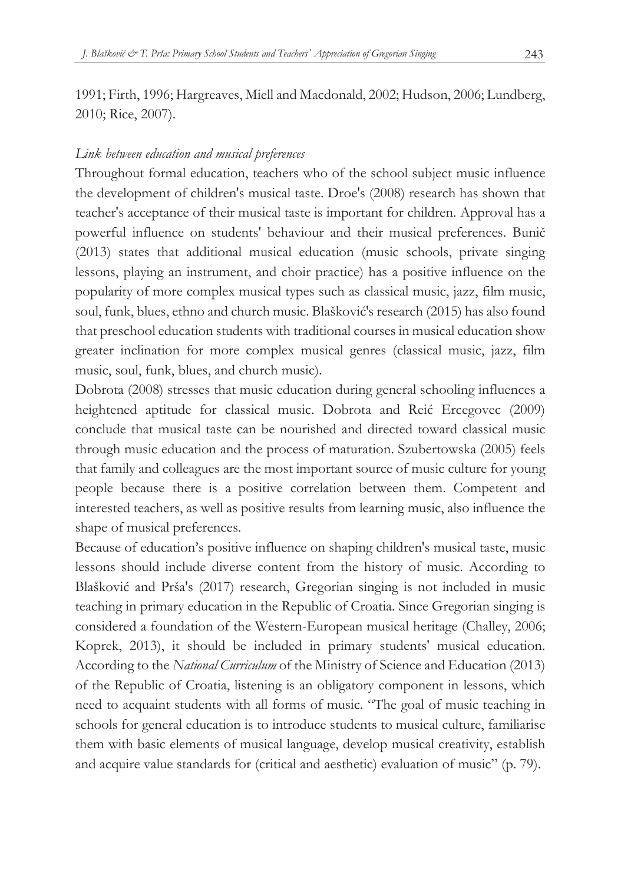1991; Firth, 1996; Hargreaves, Miell and Macdonald, 2002; Hudson, 2006; Lundberg, 2010; Rice, 2007).

*Link between education and musical preferences*

Throughout formal education, teachers who of the school subject music influence the development of children's musical taste. Droe's (2008) research has shown that teacher's acceptance of their musical taste is important for children. Approval has a powerful influence on students' behaviour and their musical preferences. Bunič (2013) states that additional musical education (music schools, private singing lessons, playing an instrument, and choir practice) has a positive influence on the popularity of more complex musical types such as classical music, jazz, film music, soul, funk, blues, ethno and church music. Blašković's research (2015) has also found that preschool education students with traditional courses in musical education show greater inclination for more complex musical genres (classical music, jazz, film music, soul, funk, blues, and church music).

Dobrota (2008) stresses that music education during general schooling influences a heightened aptitude for classical music. Dobrota and Reić Ercegovec (2009) conclude that musical taste can be nourished and directed toward classical music through music education and the process of maturation. Szubertowska (2005) feels that family and colleagues are the most important source of music culture for young people because there is a positive correlation between them. Competent and interested teachers, as well as positive results from learning music, also influence the shape of musical preferences.

Because of education's positive influence on shaping children's musical taste, music lessons should include diverse content from the history of music. According to Blašković and Prša's (2017) research, Gregorian singing is not included in music teaching in primary education in the Republic of Croatia. Since Gregorian singing is considered a foundation of the Western-European musical heritage (Challey, 2006; Koprek, 2013), it should be included in primary students' musical education. According to the *National Curriculum* of the Ministry of Science and Education (2013) of the Republic of Croatia, listening is an obligatory component in lessons, which need to acquaint students with all forms of music. "The goal of music teaching in schools for general education is to introduce students to musical culture, familiarise them with basic elements of musical language, develop musical creativity, establish and acquire value standards for (critical and aesthetic) evaluation of music" (p. 79).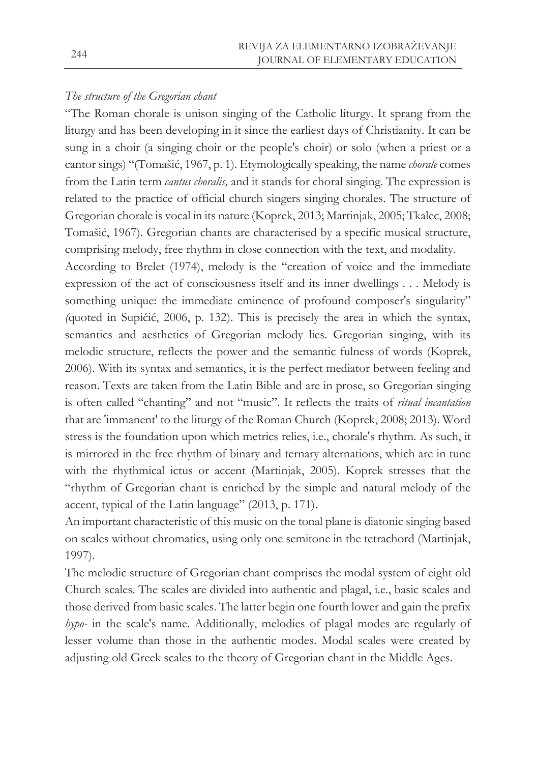*The structure of the Gregorian chant*

"The Roman chorale is unison singing of the Catholic liturgy. It sprang from the liturgy and has been developing in it since the earliest days of Christianity. It can be sung in a choir (a singing choir or the people's choir) or solo (when a priest or a cantor sings) "(Tomašić, 1967, p. 1). Etymologically speaking, the name *chorale* comes from the Latin term *cantus choralis,* and it stands for choral singing. The expression is related to the practice of official church singers singing chorales. The structure of Gregorian chorale is vocal in its nature (Koprek, 2013; Martinjak, 2005; Tkalec, 2008; Tomašić, 1967). Gregorian chants are characterised by a specific musical structure, comprising melody, free rhythm in close connection with the text, and modality.

According to Brelet (1974), melody is the "creation of voice and the immediate expression of the act of consciousness itself and its inner dwellings . . . Melody is something unique: the immediate eminence of profound composer's singularity" (quoted in Supičić, 2006, p. 132). This is precisely the area in which the syntax, semantics and aesthetics of Gregorian melody lies. Gregorian singing, with its melodic structure, reflects the power and the semantic fulness of words (Koprek, 2006). With its syntax and semantics, it is the perfect mediator between feeling and reason. Texts are taken from the Latin Bible and are in prose, so Gregorian singing is often called "chanting" and not "music". It reflects the traits of *ritual incantation* that are 'immanent' to the liturgy of the Roman Church (Koprek, 2008; 2013). Word stress is the foundation upon which metrics relies, i.e., chorale's rhythm. As such, it is mirrored in the free rhythm of binary and ternary alternations, which are in tune with the rhythmical ictus or accent (Martinjak, 2005). Koprek stresses that the "rhythm of Gregorian chant is enriched by the simple and natural melody of the accent, typical of the Latin language" (2013, p. 171).

An important characteristic of this music on the tonal plane is diatonic singing based on scales without chromatics, using only one semitone in the tetrachord (Martinjak, 1997).

The melodic structure of Gregorian chant comprises the modal system of eight old Church scales. The scales are divided into authentic and plagal, i.e., basic scales and those derived from basic scales. The latter begin one fourth lower and gain the prefix *hypo-* in the scale's name. Additionally, melodies of plagal modes are regularly of lesser volume than those in the authentic modes. Modal scales were created by adjusting old Greek scales to the theory of Gregorian chant in the Middle Ages.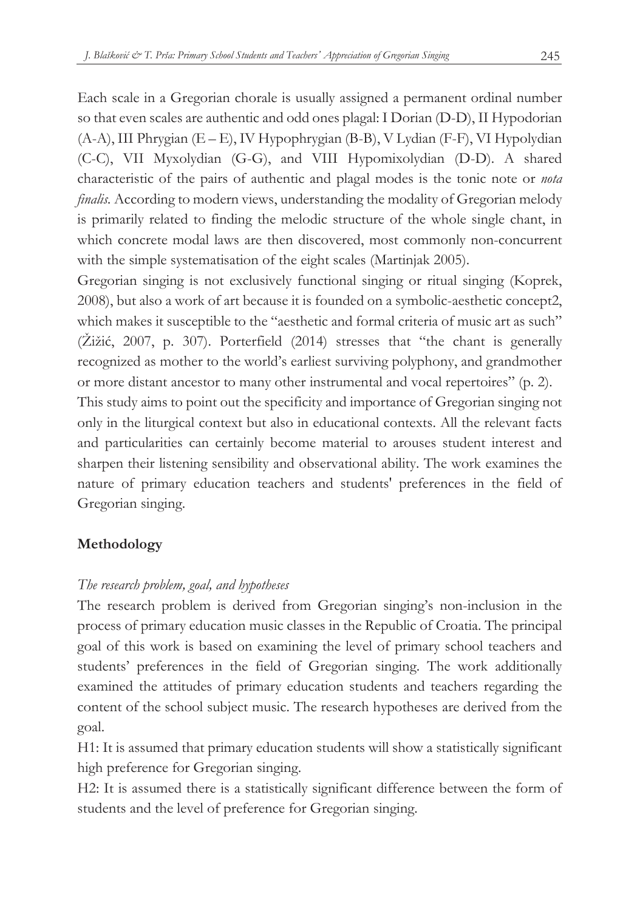Each scale in a Gregorian chorale is usually assigned a permanent ordinal number so that even scales are authentic and odd ones plagal: I Dorian (D-D), II Hypodorian (A-A), III Phrygian (E – E), IV Hypophrygian (B-B), V Lydian (F-F), VI Hypolydian (C-C), VII Myxolydian (G-G), and VIII Hypomixolydian (D-D). A shared characteristic of the pairs of authentic and plagal modes is the tonic note or *nota finalis*. According to modern views, understanding the modality of Gregorian melody is primarily related to finding the melodic structure of the whole single chant, in which concrete modal laws are then discovered, most commonly non-concurrent with the simple systematisation of the eight scales (Martinjak 2005).

Gregorian singing is not exclusively functional singing or ritual singing (Koprek, 2008), but also a work of art because it is founded on a symbolic-aesthetic concept2, which makes it susceptible to the "aesthetic and formal criteria of music art as such" (Žižić, 2007, p. 307). Porterfield (2014) stresses that "the chant is generally recognized as mother to the world's earliest surviving polyphony, and grandmother or more distant ancestor to many other instrumental and vocal repertoires" (p. 2).

This study aims to point out the specificity and importance of Gregorian singing not only in the liturgical context but also in educational contexts. All the relevant facts and particularities can certainly become material to arouses student interest and sharpen their listening sensibility and observational ability. The work examines the nature of primary education teachers and students' preferences in the field of Gregorian singing.

## Methodology

### *The research problem, goal, and hypotheses*

The research problem is derived from Gregorian singing's non-inclusion in the process of primary education music classes in the Republic of Croatia. The principal goal of this work is based on examining the level of primary school teachers and students' preferences in the field of Gregorian singing. The work additionally examined the attitudes of primary education students and teachers regarding the content of the school subject music. The research hypotheses are derived from the goal.

H1: It is assumed that primary education students will show a statistically significant high preference for Gregorian singing.

H2: It is assumed there is a statistically significant difference between the form of students and the level of preference for Gregorian singing.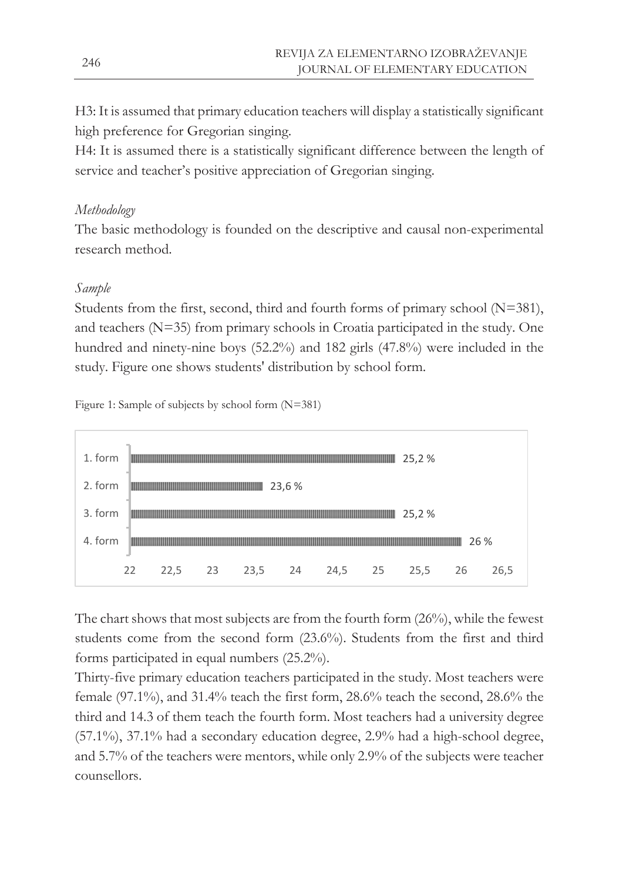H3: It is assumed that primary education teachers will display a statistically significant high preference for Gregorian singing.

H4: It is assumed there is a statistically significant difference between the length of service and teacher's positive appreciation of Gregorian singing.

*Methodology*

The basic methodology is founded on the descriptive and causal non-experimental research method.

*Sample*

Students from the first, second, third and fourth forms of primary school (N=381), and teachers (N=35) from primary schools in Croatia participated in the study. One hundred and ninety-nine boys (52.2%) and 182 girls (47.8%) were included in the study. Figure one shows students' distribution by school form.

Figure 1: Sample of subjects by school form (N=381)

| Form | Percentage |
|---|---|
| 1. form | 25,2 % |
| 2. form | 23,6 % |
| 3. form | 25,2 % |
| 4. form | 26 % |

The chart shows that most subjects are from the fourth form (26%), while the fewest students come from the second form (23.6%). Students from the first and third forms participated in equal numbers (25.2%).

Thirty-five primary education teachers participated in the study. Most teachers were female (97.1%), and 31.4% teach the first form, 28.6% teach the second, 28.6% the third and 14.3 of them teach the fourth form. Most teachers had a university degree (57.1%), 37.1% had a secondary education degree, 2.9% had a high-school degree, and 5.7% of the teachers were mentors, while only 2.9% of the subjects were teacher counsellors.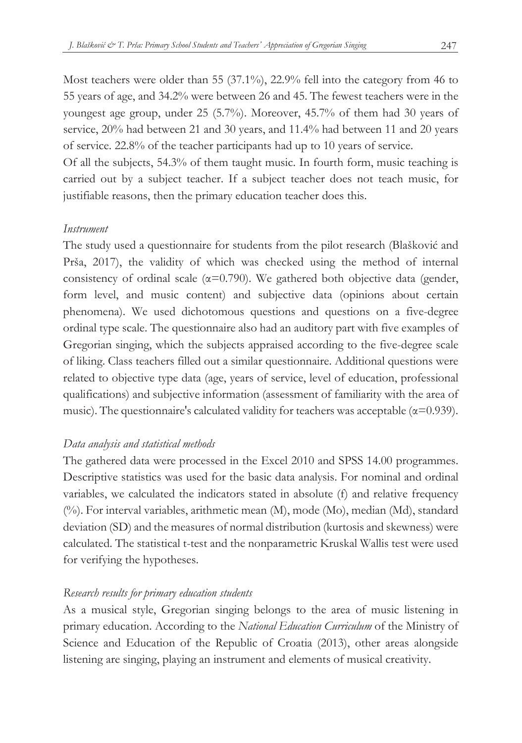Most teachers were older than 55 (37.1%), 22.9% fell into the category from 46 to 55 years of age, and 34.2% were between 26 and 45. The fewest teachers were in the youngest age group, under 25 (5.7%). Moreover, 45.7% of them had 30 years of service, 20% had between 21 and 30 years, and 11.4% had between 11 and 20 years of service. 22.8% of the teacher participants had up to 10 years of service.

Of all the subjects, 54.3% of them taught music. In fourth form, music teaching is carried out by a subject teacher. If a subject teacher does not teach music, for justifiable reasons, then the primary education teacher does this.

*Instrument*

The study used a questionnaire for students from the pilot research (Blašković and Prša, 2017), the validity of which was checked using the method of internal consistency of ordinal scale ($\alpha$=0.790). We gathered both objective data (gender, form level, and music content) and subjective data (opinions about certain phenomena). We used dichotomous questions and questions on a five-degree ordinal type scale. The questionnaire also had an auditory part with five examples of Gregorian singing, which the subjects appraised according to the five-degree scale of liking. Class teachers filled out a similar questionnaire. Additional questions were related to objective type data (age, years of service, level of education, professional qualifications) and subjective information (assessment of familiarity with the area of music). The questionnaire's calculated validity for teachers was acceptable ($\alpha$=0.939).

*Data analysis and statistical methods*

The gathered data were processed in the Excel 2010 and SPSS 14.00 programmes. Descriptive statistics was used for the basic data analysis. For nominal and ordinal variables, we calculated the indicators stated in absolute (f) and relative frequency (%). For interval variables, arithmetic mean (M), mode (Mo), median (Md), standard deviation (SD) and the measures of normal distribution (kurtosis and skewness) were calculated. The statistical t-test and the nonparametric Kruskal Wallis test were used for verifying the hypotheses.

*Research results for primary education students*

As a musical style, Gregorian singing belongs to the area of music listening in primary education. According to the *National Education Curriculum* of the Ministry of Science and Education of the Republic of Croatia (2013), other areas alongside listening are singing, playing an instrument and elements of musical creativity.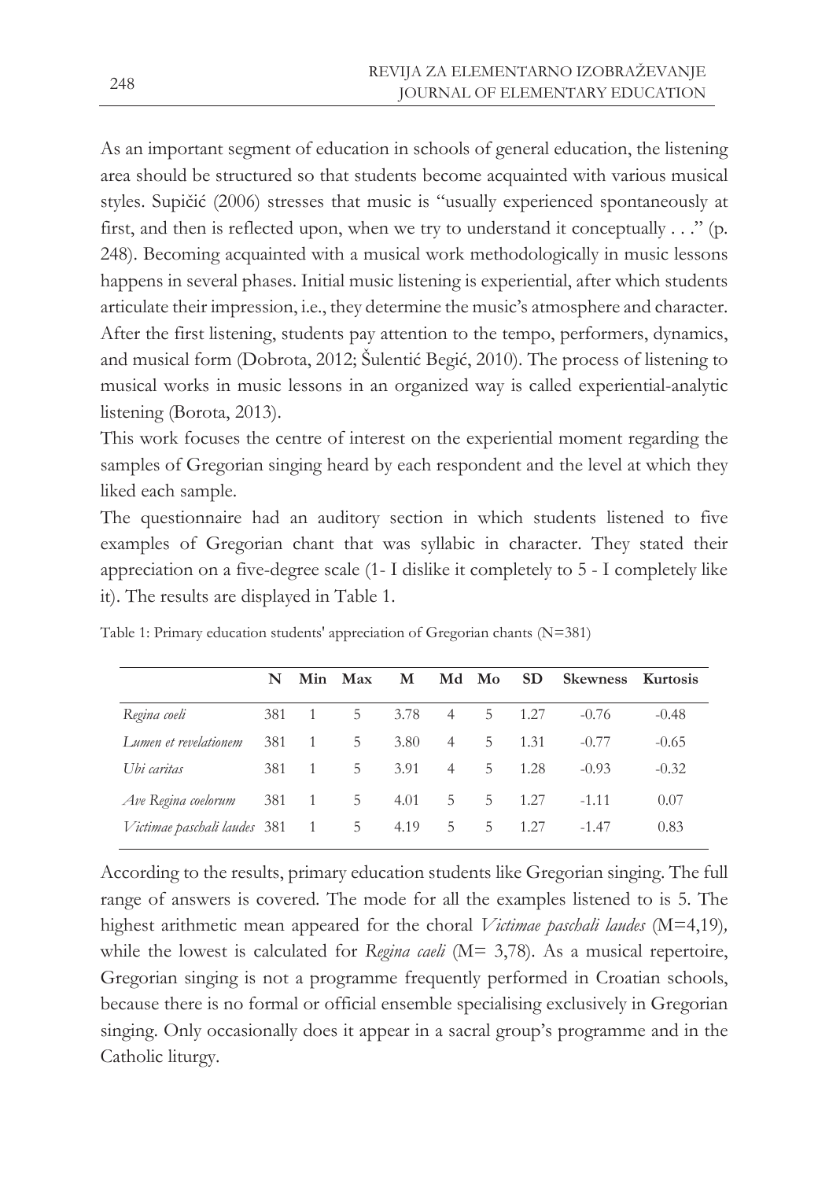As an important segment of education in schools of general education, the listening area should be structured so that students become acquainted with various musical styles. Supičić (2006) stresses that music is "usually experienced spontaneously at first, and then is reflected upon, when we try to understand it conceptually . . ." (p. 248). Becoming acquainted with a musical work methodologically in music lessons happens in several phases. Initial music listening is experiential, after which students articulate their impression, i.e., they determine the music's atmosphere and character. After the first listening, students pay attention to the tempo, performers, dynamics, and musical form (Dobrota, 2012; Šulentić Begić, 2010). The process of listening to musical works in music lessons in an organized way is called experiential-analytic listening (Borota, 2013).

This work focuses the centre of interest on the experiential moment regarding the samples of Gregorian singing heard by each respondent and the level at which they liked each sample.

The questionnaire had an auditory section in which students listened to five examples of Gregorian chant that was syllabic in character. They stated their appreciation on a five-degree scale (1- I dislike it completely to 5 - I completely like it). The results are displayed in Table 1.

Table 1: Primary education students' appreciation of Gregorian chants (N=381)

| | N | Min | Max | M | Md | Mo | SD | Skewness | Kurtosis |
|---|---|---|---|---|---|---|---|---|---|
| *Regina coeli* | 381 | 1 | 5 | 3.78 | 4 | 5 | 1.27 | -0.76 | -0.48 |
| *Lumen et revelationem* | 381 | 1 | 5 | 3.80 | 4 | 5 | 1.31 | -0.77 | -0.65 |
| *Ubi caritas* | 381 | 1 | 5 | 3.91 | 4 | 5 | 1.28 | -0.93 | -0.32 |
| *Ave Regina coelorum* | 381 | 1 | 5 | 4.01 | 5 | 5 | 1.27 | -1.11 | 0.07 |
| *Victimae paschali laudes* | 381 | 1 | 5 | 4.19 | 5 | 5 | 1.27 | -1.47 | 0.83 |

According to the results, primary education students like Gregorian singing. The full range of answers is covered. The mode for all the examples listened to is 5. The highest arithmetic mean appeared for the choral *Victimae paschali laudes* (M=4,19), while the lowest is calculated for *Regina caeli* (M= 3,78). As a musical repertoire, Gregorian singing is not a programme frequently performed in Croatian schools, because there is no formal or official ensemble specialising exclusively in Gregorian singing. Only occasionally does it appear in a sacral group's programme and in the Catholic liturgy.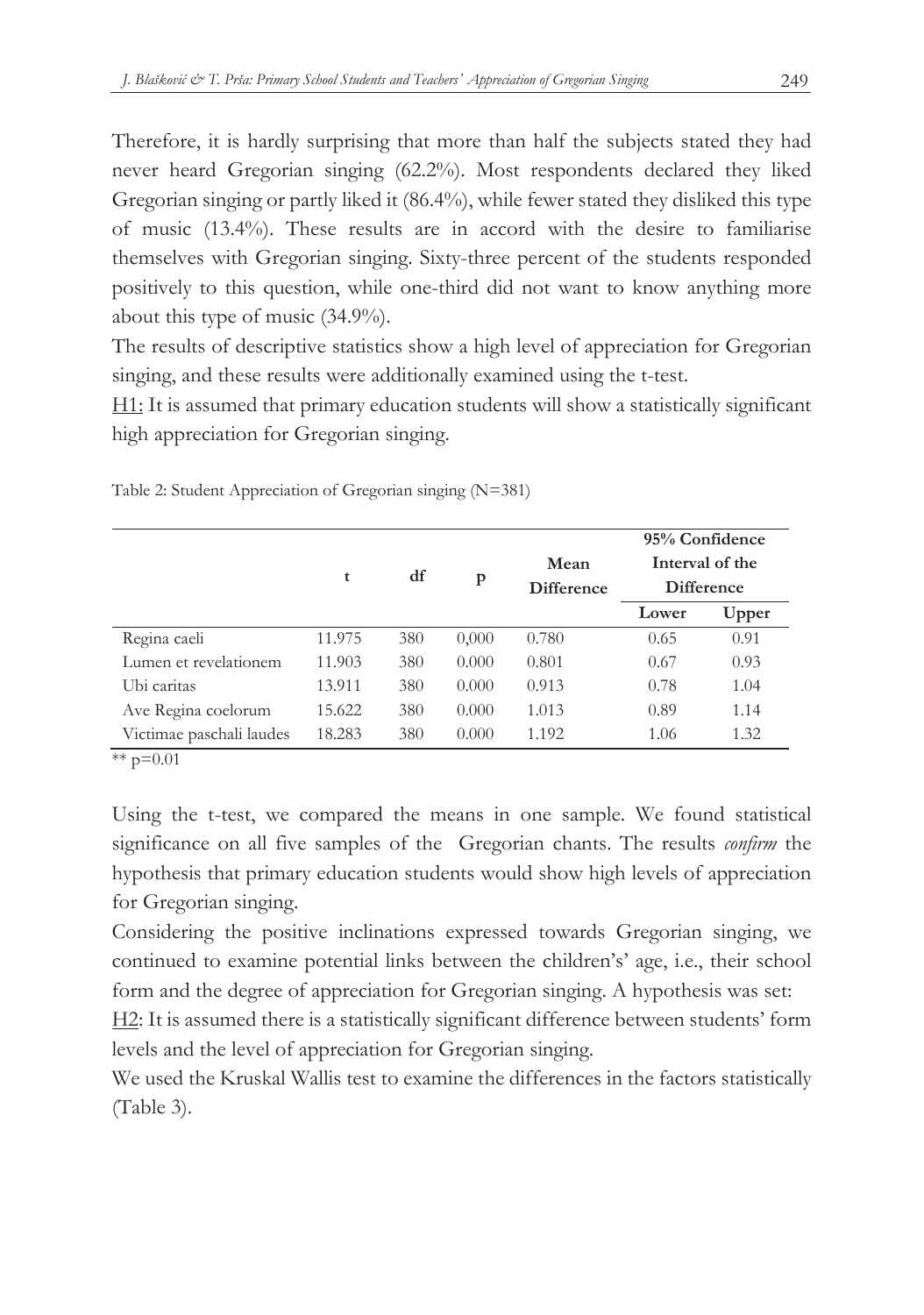Therefore, it is hardly surprising that more than half the subjects stated they had never heard Gregorian singing (62.2%). Most respondents declared they liked Gregorian singing or partly liked it (86.4%), while fewer stated they disliked this type of music (13.4%). These results are in accord with the desire to familiarise themselves with Gregorian singing. Sixty-three percent of the students responded positively to this question, while one-third did not want to know anything more about this type of music (34.9%).

The results of descriptive statistics show a high level of appreciation for Gregorian singing, and these results were additionally examined using the t-test.

<u>H1</u>: It is assumed that primary education students will show a statistically significant high appreciation for Gregorian singing.

Table 2: Student Appreciation of Gregorian singing (N=381)

| | t | df | p | Mean Difference | 95% Confidence Interval of the Difference | |
|---|---|---|---|---|---|---|
| | | | | | Lower | Upper |
| Regina caeli | 11.975 | 380 | 0,000 | 0.780 | 0.65 | 0.91 |
| Lumen et revelationem | 11.903 | 380 | 0.000 | 0.801 | 0.67 | 0.93 |
| Ubi caritas | 13.911 | 380 | 0.000 | 0.913 | 0.78 | 1.04 |
| Ave Regina coelorum | 15.622 | 380 | 0.000 | 1.013 | 0.89 | 1.14 |
| Victimae paschali laudes | 18.283 | 380 | 0.000 | 1.192 | 1.06 | 1.32 |

** $p=0.01$

Using the t-test, we compared the means in one sample. We found statistical significance on all five samples of the Gregorian chants. The results *confirm* the hypothesis that primary education students would show high levels of appreciation for Gregorian singing.

Considering the positive inclinations expressed towards Gregorian singing, we continued to examine potential links between the children's' age, i.e., their school form and the degree of appreciation for Gregorian singing. A hypothesis was set:

<u>H2</u>: It is assumed there is a statistically significant difference between students' form levels and the level of appreciation for Gregorian singing.

We used the Kruskal Wallis test to examine the differences in the factors statistically (Table 3).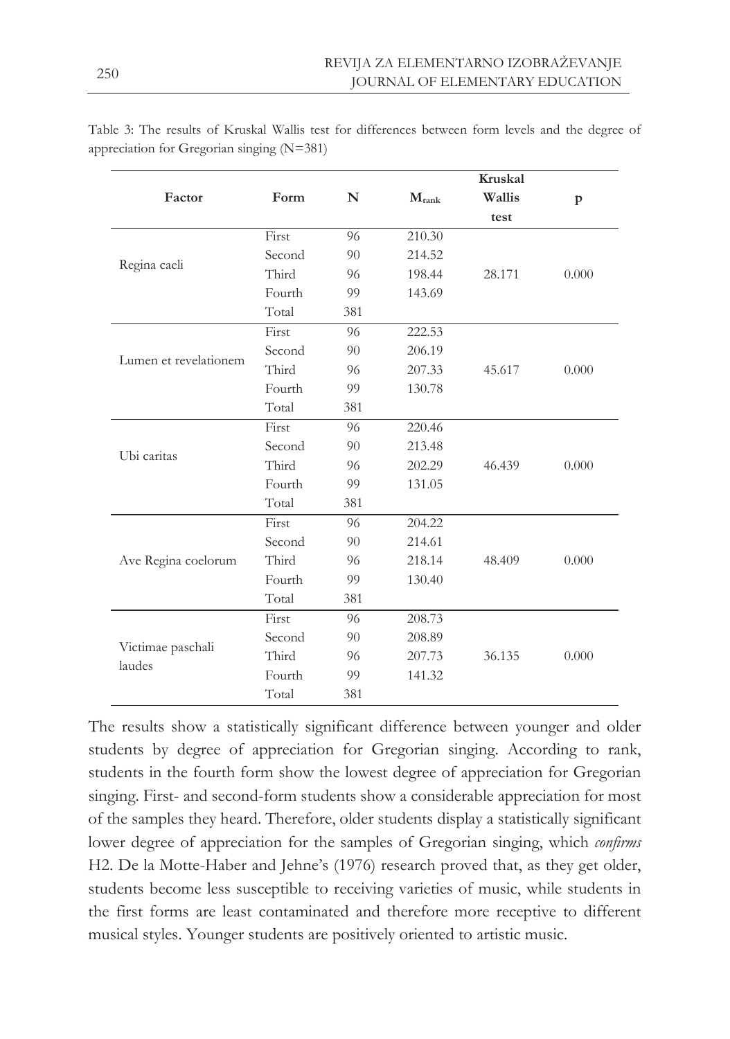Table 3: The results of Kruskal Wallis test for differences between form levels and the degree of appreciation for Gregorian singing (N=381)

| Factor | Form | N | $M_{rank}$ | Kruskal Wallis test | p |
|---|---|---|---|---|---|
| Regina caeli | First | 96 | 210.30 | 28.171 | 0.000 |
| | Second | 90 | 214.52 | | |
| | Third | 96 | 198.44 | | |
| | Fourth | 99 | 143.69 | | |
| | Total | 381 | | | |
| Lumen et revelationem | First | 96 | 222.53 | 45.617 | 0.000 |
| | Second | 90 | 206.19 | | |
| | Third | 96 | 207.33 | | |
| | Fourth | 99 | 130.78 | | |
| | Total | 381 | | | |
| Ubi caritas | First | 96 | 220.46 | 46.439 | 0.000 |
| | Second | 90 | 213.48 | | |
| | Third | 96 | 202.29 | | |
| | Fourth | 99 | 131.05 | | |
| | Total | 381 | | | |
| Ave Regina coelorum | First | 96 | 204.22 | 48.409 | 0.000 |
| | Second | 90 | 214.61 | | |
| | Third | 96 | 218.14 | | |
| | Fourth | 99 | 130.40 | | |
| | Total | 381 | | | |
| Victimae paschali laudes | First | 96 | 208.73 | 36.135 | 0.000 |
| | Second | 90 | 208.89 | | |
| | Third | 96 | 207.73 | | |
| | Fourth | 99 | 141.32 | | |
| | Total | 381 | | | |

The results show a statistically significant difference between younger and older students by degree of appreciation for Gregorian singing. According to rank, students in the fourth form show the lowest degree of appreciation for Gregorian singing. First- and second-form students show a considerable appreciation for most of the samples they heard. Therefore, older students display a statistically significant lower degree of appreciation for the samples of Gregorian singing, which *confirms* H2. De la Motte-Haber and Jehne's (1976) research proved that, as they get older, students become less susceptible to receiving varieties of music, while students in the first forms are least contaminated and therefore more receptive to different musical styles. Younger students are positively oriented to artistic music.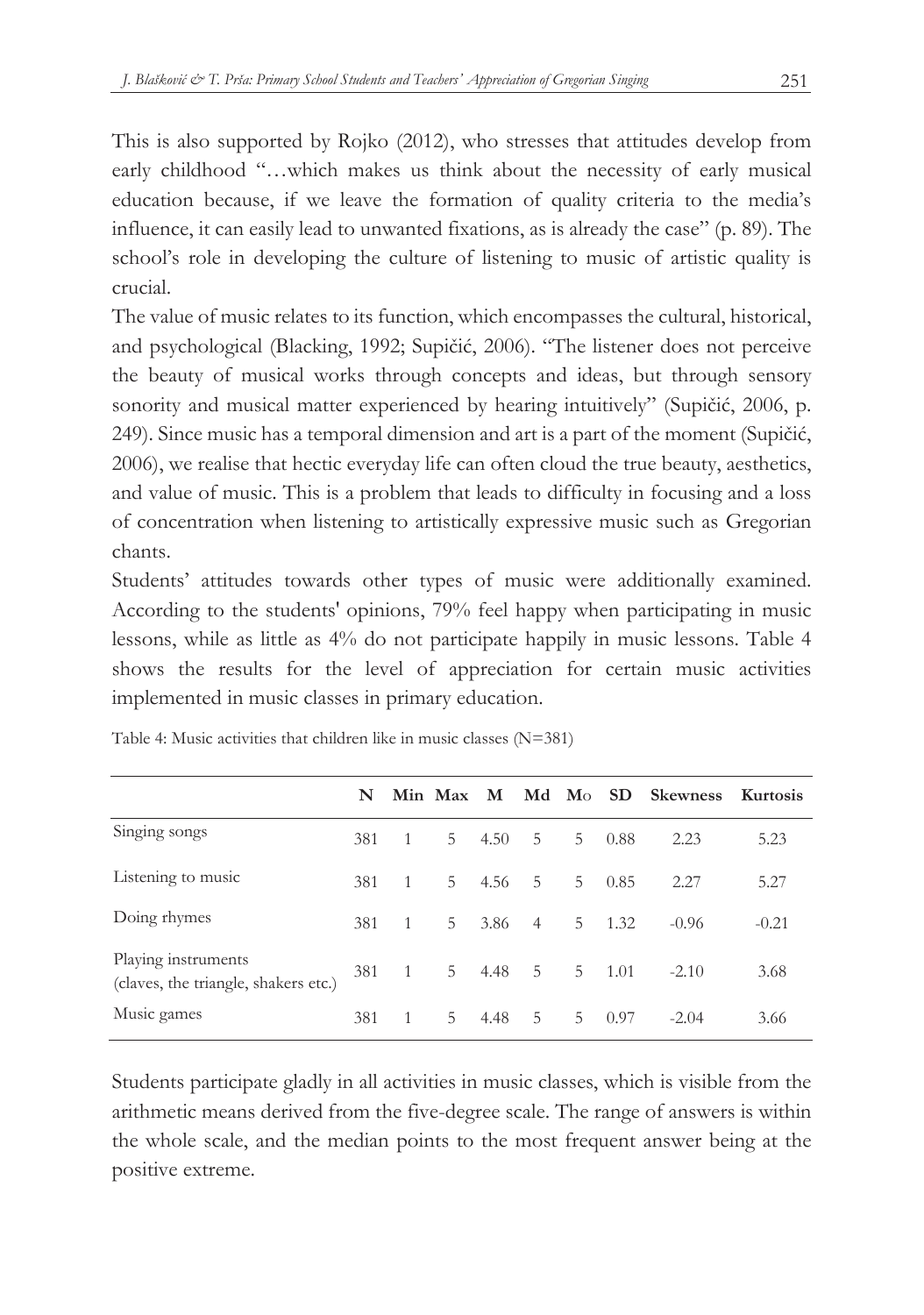This is also supported by Rojko (2012), who stresses that attitudes develop from early childhood "…which makes us think about the necessity of early musical education because, if we leave the formation of quality criteria to the media's influence, it can easily lead to unwanted fixations, as is already the case" (p. 89). The school's role in developing the culture of listening to music of artistic quality is crucial.

The value of music relates to its function, which encompasses the cultural, historical, and psychological (Blacking, 1992; Supičić, 2006). "The listener does not perceive the beauty of musical works through concepts and ideas, but through sensory sonority and musical matter experienced by hearing intuitively" (Supičić, 2006, p. 249). Since music has a temporal dimension and art is a part of the moment (Supičić, 2006), we realise that hectic everyday life can often cloud the true beauty, aesthetics, and value of music. This is a problem that leads to difficulty in focusing and a loss of concentration when listening to artistically expressive music such as Gregorian chants.

Students' attitudes towards other types of music were additionally examined. According to the students' opinions, 79% feel happy when participating in music lessons, while as little as 4% do not participate happily in music lessons. Table 4 shows the results for the level of appreciation for certain music activities implemented in music classes in primary education.

Table 4: Music activities that children like in music classes (N=381)

| | N | Min | Max | M | Md | Mo | SD | Skewness | Kurtosis |
|---|---|---|---|---|---|---|---|---|---|
| Singing songs | 381 | 1 | 5 | 4.50 | 5 | 5 | 0.88 | 2.23 | 5.23 |
| Listening to music | 381 | 1 | 5 | 4.56 | 5 | 5 | 0.85 | 2.27 | 5.27 |
| Doing rhymes | 381 | 1 | 5 | 3.86 | 4 | 5 | 1.32 | -0.96 | -0.21 |
| Playing instruments (claves, the triangle, shakers etc.) | 381 | 1 | 5 | 4.48 | 5 | 5 | 1.01 | -2.10 | 3.68 |
| Music games | 381 | 1 | 5 | 4.48 | 5 | 5 | 0.97 | -2.04 | 3.66 |

Students participate gladly in all activities in music classes, which is visible from the arithmetic means derived from the five-degree scale. The range of answers is within the whole scale, and the median points to the most frequent answer being at the positive extreme.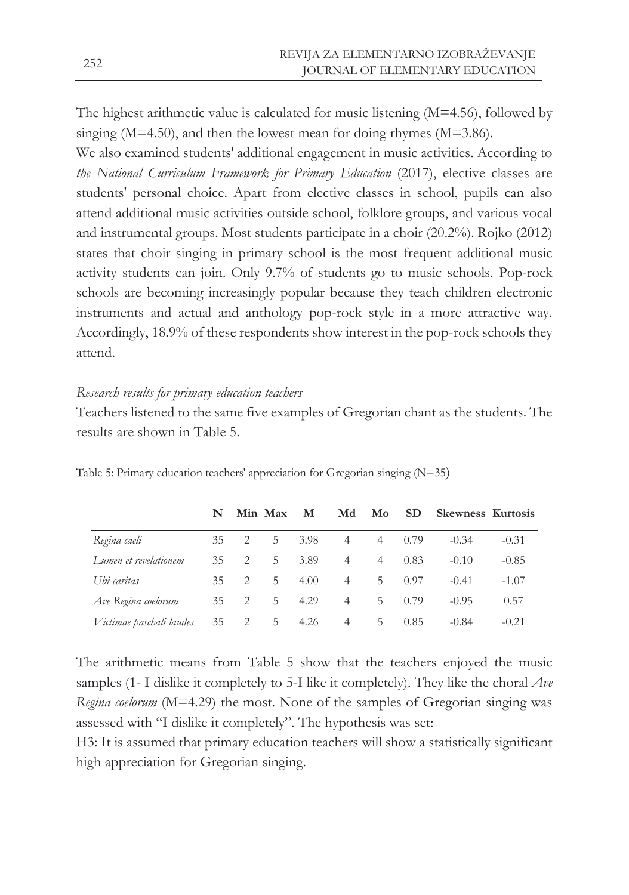The highest arithmetic value is calculated for music listening (M=4.56), followed by singing (M=4.50), and then the lowest mean for doing rhymes (M=3.86).

We also examined students' additional engagement in music activities. According to *the National Curriculum Framework for Primary Education* (2017), elective classes are students' personal choice. Apart from elective classes in school, pupils can also attend additional music activities outside school, folklore groups, and various vocal and instrumental groups. Most students participate in a choir (20.2%). Rojko (2012) states that choir singing in primary school is the most frequent additional music activity students can join. Only 9.7% of students go to music schools. Pop-rock schools are becoming increasingly popular because they teach children electronic instruments and actual and anthology pop-rock style in a more attractive way. Accordingly, 18.9% of these respondents show interest in the pop-rock schools they attend.

*Research results for primary education teachers*

Teachers listened to the same five examples of Gregorian chant as the students. The results are shown in Table 5.

Table 5: Primary education teachers' appreciation for Gregorian singing (N=35)

| | N | Min | Max | M | Md | Mo | SD | Skewness | Kurtosis |
|---|---|---|---|---|---|---|---|---|---|
| *Regina caeli* | 35 | 2 | 5 | 3.98 | 4 | 4 | 0.79 | -0.34 | -0.31 |
| *Lumen et revelationem* | 35 | 2 | 5 | 3.89 | 4 | 4 | 0.83 | -0.10 | -0.85 |
| *Ubi caritas* | 35 | 2 | 5 | 4.00 | 4 | 5 | 0.97 | -0.41 | -1.07 |
| *Ave Regina coelorum* | 35 | 2 | 5 | 4.29 | 4 | 5 | 0.79 | -0.95 | 0.57 |
| *Victimae paschali laudes* | 35 | 2 | 5 | 4.26 | 4 | 5 | 0.85 | -0.84 | -0.21 |

The arithmetic means from Table 5 show that the teachers enjoyed the music samples (1- I dislike it completely to 5-I like it completely). They like the choral *Ave Regina coelorum* (M=4.29) the most. None of the samples of Gregorian singing was assessed with "I dislike it completely". The hypothesis was set:

H3: It is assumed that primary education teachers will show a statistically significant high appreciation for Gregorian singing.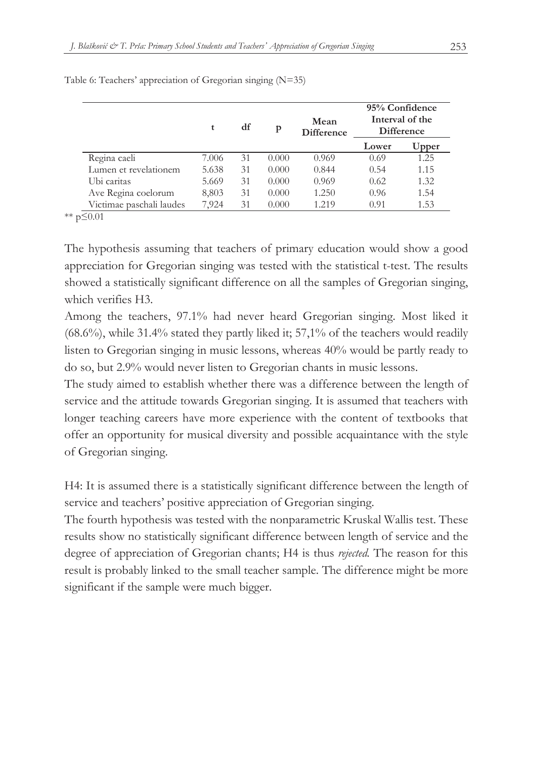Table 6: Teachers' appreciation of Gregorian singing (N=35)

| | t | df | p | Mean Difference | 95% Confidence Interval of the Difference | |
|---|---|---|---|---|---|---|
| | | | | | Lower | Upper |
| Regina caeli | 7.006 | 31 | 0.000 | 0.969 | 0.69 | 1.25 |
| Lumen et revelationem | 5.638 | 31 | 0.000 | 0.844 | 0.54 | 1.15 |
| Ubi caritas | 5.669 | 31 | 0.000 | 0.969 | 0.62 | 1.32 |
| Ave Regina coelorum | 8,803 | 31 | 0.000 | 1.250 | 0.96 | 1.54 |
| Victimae paschali laudes | 7,924 | 31 | 0.000 | 1.219 | 0.91 | 1.53 |

** $p \leq 0.01$

The hypothesis assuming that teachers of primary education would show a good appreciation for Gregorian singing was tested with the statistical t-test. The results showed a statistically significant difference on all the samples of Gregorian singing, which verifies H3.

Among the teachers, 97.1% had never heard Gregorian singing. Most liked it (68.6%), while 31.4% stated they partly liked it; 57,1% of the teachers would readily listen to Gregorian singing in music lessons, whereas 40% would be partly ready to do so, but 2.9% would never listen to Gregorian chants in music lessons.

The study aimed to establish whether there was a difference between the length of service and the attitude towards Gregorian singing. It is assumed that teachers with longer teaching careers have more experience with the content of textbooks that offer an opportunity for musical diversity and possible acquaintance with the style of Gregorian singing.

H4: It is assumed there is a statistically significant difference between the length of service and teachers' positive appreciation of Gregorian singing.

The fourth hypothesis was tested with the nonparametric Kruskal Wallis test. These results show no statistically significant difference between length of service and the degree of appreciation of Gregorian chants; H4 is thus *rejected.* The reason for this result is probably linked to the small teacher sample. The difference might be more significant if the sample were much bigger.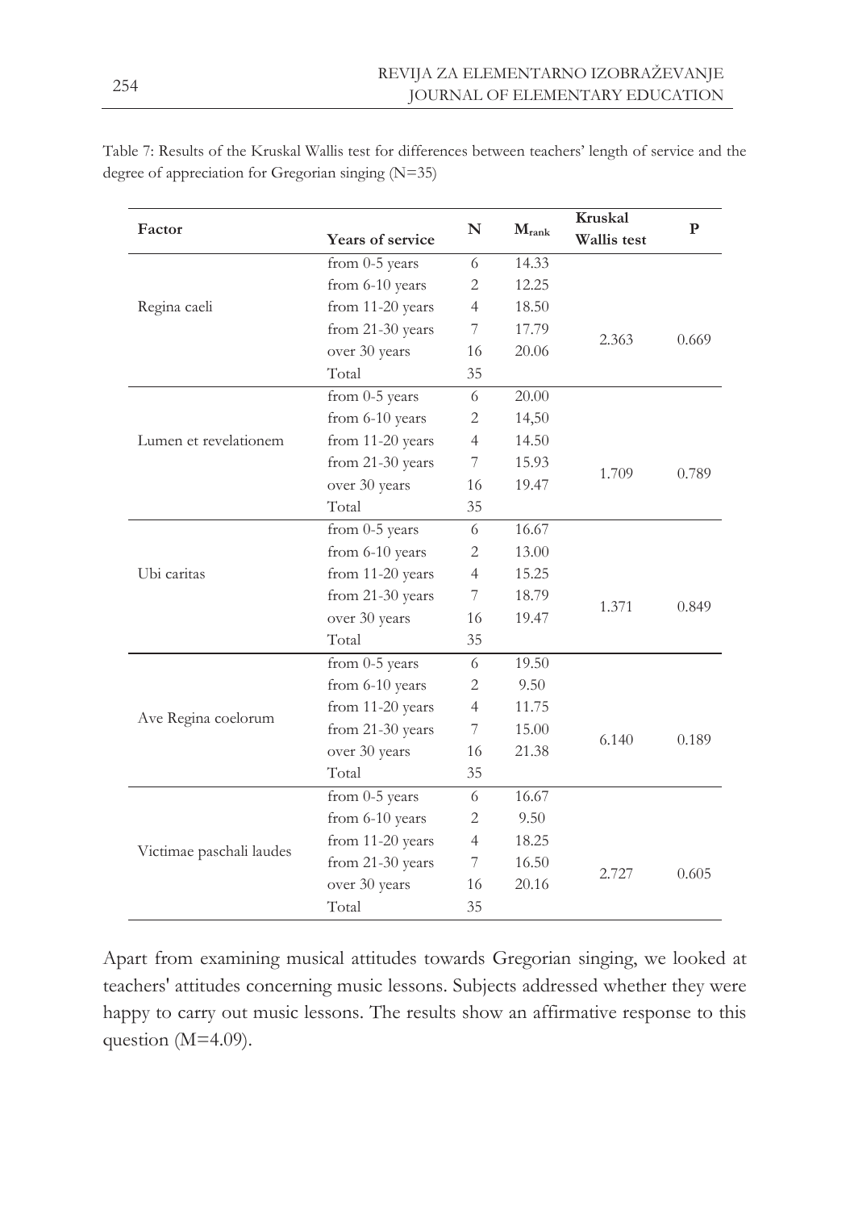Table 7: Results of the Kruskal Wallis test for differences between teachers' length of service and the degree of appreciation for Gregorian singing (N=35)

| Factor | Years of service | N | $M_{rank}$ | Kruskal Wallis test | P |
|---|---|---|---|---|---|
| Regina caeli | from 0-5 years | 6 | 14.33 | 2.363 | 0.669 |
| | from 6-10 years | 2 | 12.25 | | |
| | from 11-20 years | 4 | 18.50 | | |
| | from 21-30 years | 7 | 17.79 | | |
| | over 30 years | 16 | 20.06 | | |
| | Total | 35 | | | |
| Lumen et revelationem | from 0-5 years | 6 | 20.00 | 1.709 | 0.789 |
| | from 6-10 years | 2 | 14,50 | | |
| | from 11-20 years | 4 | 14.50 | | |
| | from 21-30 years | 7 | 15.93 | | |
| | over 30 years | 16 | 19.47 | | |
| | Total | 35 | | | |
| Ubi caritas | from 0-5 years | 6 | 16.67 | 1.371 | 0.849 |
| | from 6-10 years | 2 | 13.00 | | |
| | from 11-20 years | 4 | 15.25 | | |
| | from 21-30 years | 7 | 18.79 | | |
| | over 30 years | 16 | 19.47 | | |
| | Total | 35 | | | |
| Ave Regina coelorum | from 0-5 years | 6 | 19.50 | 6.140 | 0.189 |
| | from 6-10 years | 2 | 9.50 | | |
| | from 11-20 years | 4 | 11.75 | | |
| | from 21-30 years | 7 | 15.00 | | |
| | over 30 years | 16 | 21.38 | | |
| | Total | 35 | | | |
| Victimae paschali laudes | from 0-5 years | 6 | 16.67 | 2.727 | 0.605 |
| | from 6-10 years | 2 | 9.50 | | |
| | from 11-20 years | 4 | 18.25 | | |
| | from 21-30 years | 7 | 16.50 | | |
| | over 30 years | 16 | 20.16 | | |
| | Total | 35 | | | |

Apart from examining musical attitudes towards Gregorian singing, we looked at teachers' attitudes concerning music lessons. Subjects addressed whether they were happy to carry out music lessons. The results show an affirmative response to this question (M=4.09).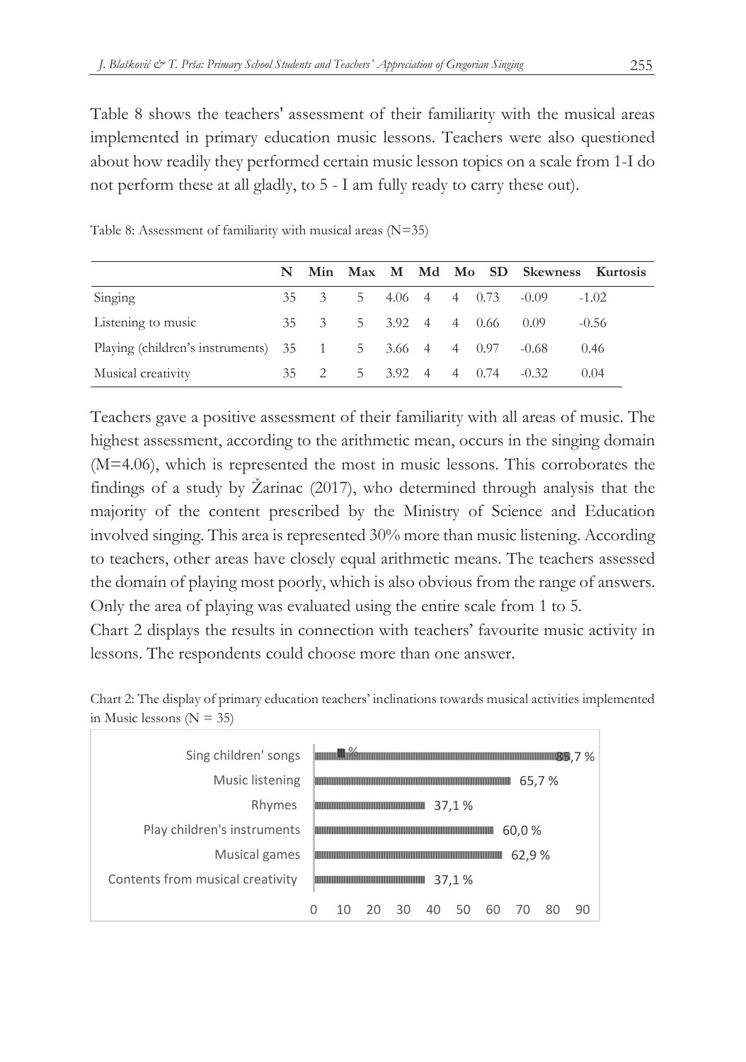Table 8 shows the teachers' assessment of their familiarity with the musical areas implemented in primary education music lessons. Teachers were also questioned about how readily they performed certain music lesson topics on a scale from 1-I do not perform these at all gladly, to 5 - I am fully ready to carry these out).

Table 8: Assessment of familiarity with musical areas (N=35)

| | N | Min | Max | M | Md | Mo | SD | Skewness | Kurtosis |
|---|---|---|---|---|---|---|---|---|---|
| Singing | 35 | 3 | 5 | 4.06 | 4 | 4 | 0.73 | -0.09 | -1.02 |
| Listening to music | 35 | 3 | 5 | 3.92 | 4 | 4 | 0.66 | 0.09 | -0.56 |
| Playing (children's instruments) | 35 | 1 | 5 | 3.66 | 4 | 4 | 0.97 | -0.68 | 0.46 |
| Musical creativity | 35 | 2 | 5 | 3.92 | 4 | 4 | 0.74 | -0.32 | 0.04 |

Teachers gave a positive assessment of their familiarity with all areas of music. The highest assessment, according to the arithmetic mean, occurs in the singing domain (M=4.06), which is represented the most in music lessons. This corroborates the findings of a study by Žarinac (2017), who determined through analysis that the majority of the content prescribed by the Ministry of Science and Education involved singing. This area is represented 30% more than music listening. According to teachers, other areas have closely equal arithmetic means. The teachers assessed the domain of playing most poorly, which is also obvious from the range of answers. Only the area of playing was evaluated using the entire scale from 1 to 5.

Chart 2 displays the results in connection with teachers' favourite music activity in lessons. The respondents could choose more than one answer.

Chart 2: The display of primary education teachers' inclinations towards musical activities implemented in Music lessons (N = 35)

| Activity | % |
|---|---|
| Sing children' songs | 85,7 % |
| Music listening | 65,7 % |
| Rhymes | 37,1 % |
| Play children's instruments | 60,0 % |
| Musical games | 62,9 % |
| Contents from musical creativity | 37,1 % |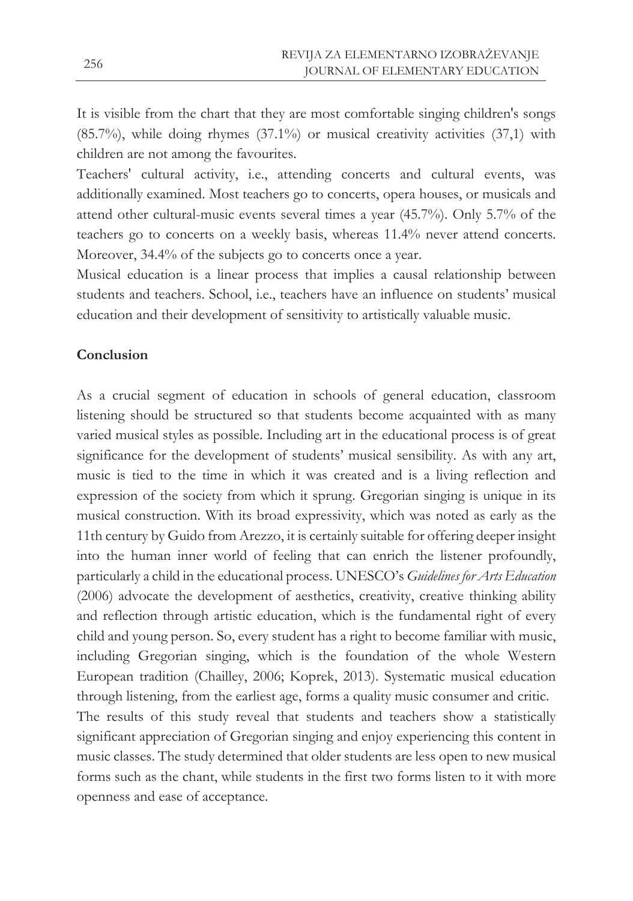It is visible from the chart that they are most comfortable singing children's songs (85.7%), while doing rhymes (37.1%) or musical creativity activities (37,1) with children are not among the favourites.

Teachers' cultural activity, i.e., attending concerts and cultural events, was additionally examined. Most teachers go to concerts, opera houses, or musicals and attend other cultural-music events several times a year (45.7%). Only 5.7% of the teachers go to concerts on a weekly basis, whereas 11.4% never attend concerts. Moreover, 34.4% of the subjects go to concerts once a year.

Musical education is a linear process that implies a causal relationship between students and teachers. School, i.e., teachers have an influence on students' musical education and their development of sensitivity to artistically valuable music.

## Conclusion

As a crucial segment of education in schools of general education, classroom listening should be structured so that students become acquainted with as many varied musical styles as possible. Including art in the educational process is of great significance for the development of students' musical sensibility. As with any art, music is tied to the time in which it was created and is a living reflection and expression of the society from which it sprung. Gregorian singing is unique in its musical construction. With its broad expressivity, which was noted as early as the 11th century by Guido from Arezzo, it is certainly suitable for offering deeper insight into the human inner world of feeling that can enrich the listener profoundly, particularly a child in the educational process. UNESCO's *Guidelines for Arts Education* (2006) advocate the development of aesthetics, creativity, creative thinking ability and reflection through artistic education, which is the fundamental right of every child and young person. So, every student has a right to become familiar with music, including Gregorian singing, which is the foundation of the whole Western European tradition (Chailley, 2006; Koprek, 2013). Systematic musical education through listening, from the earliest age, forms a quality music consumer and critic.

The results of this study reveal that students and teachers show a statistically significant appreciation of Gregorian singing and enjoy experiencing this content in music classes. The study determined that older students are less open to new musical forms such as the chant, while students in the first two forms listen to it with more openness and ease of acceptance.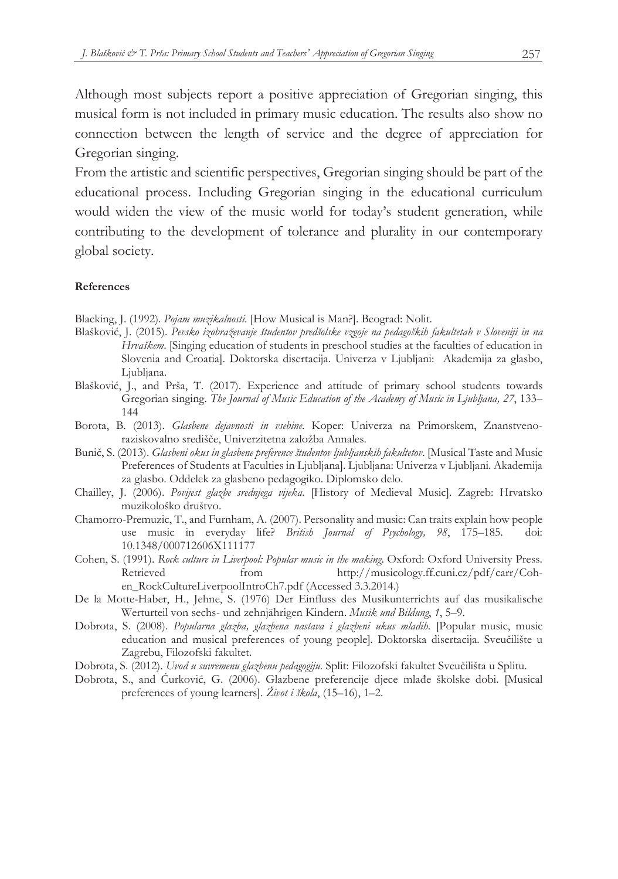Although most subjects report a positive appreciation of Gregorian singing, this musical form is not included in primary music education. The results also show no connection between the length of service and the degree of appreciation for Gregorian singing.

From the artistic and scientific perspectives, Gregorian singing should be part of the educational process. Including Gregorian singing in the educational curriculum would widen the view of the music world for today's student generation, while contributing to the development of tolerance and plurality in our contemporary global society.

#### References

Blacking, J. (1992). *Pojam muzikalnosti.* [How Musical is Man?]. Beograd: Nolit.

Blašković, J. (2015). *Pevsko izobraževanje študentov predšolske vzgoje na pedagoških fakultetah v Sloveniji in na Hrvaškem.* [Singing education of students in preschool studies at the faculties of education in Slovenia and Croatia]. Doktorska disertacija. Univerza v Ljubljani: Akademija za glasbo, Ljubljana.

Blašković, J., and Prša, T. (2017). Experience and attitude of primary school students towards Gregorian singing. *The Journal of Music Education of the Academy of Music in Ljubljana, 27*, 133–144

Borota, B. (2013). *Glasbene dejavnosti in vsebine.* Koper: Univerza na Primorskem, Znanstveno-raziskovalno središče, Univerzitetna založba Annales.

Bunič, S. (2013). *Glasbeni okus in glasbene preference študentov ljubljanskih fakultetov*. [Musical Taste and Music Preferences of Students at Faculties in Ljubljana]. Ljubljana: Univerza v Ljubljani. Akademija za glasbo. Oddelek za glasbeno pedagogiko. Diplomsko delo.

Chailley, J. (2006). *Povijest glazbe srednjega vijeka.* [History of Medieval Music]. Zagreb: Hrvatsko muzikološko društvo.

Chamorro-Premuzic, T., and Furnham, A. (2007). Personality and music: Can traits explain how people use music in everyday life? *British Journal of Psychology, 98*, 175–185. doi: 10.1348/000712606X111177

Cohen, S. (1991). *Rock culture in Liverpool: Popular music in the making.* Oxford: Oxford University Press. Retrieved from http://musicology.ff.cuni.cz/pdf/carr/Cohen_RockCultureLiverpoolIntroCh7.pdf (Accessed 3.3.2014.)

De la Motte-Haber, H., Jehne, S. (1976) Der Einfluss des Musikunterrichts auf das musikalische Werturteil von sechs- und zehnjährigen Kindern. *Musik und Bildung, 1*, 5–9.

Dobrota, S. (2008). *Popularna glazba, glazbena nastava i glazbeni ukus mladih.* [Popular music, music education and musical preferences of young people]. Doktorska disertacija. Sveučilište u Zagrebu, Filozofski fakultet.

Dobrota, S. (2012). *Uvod u suvremenu glazbenu pedagogiju.* Split: Filozofski fakultet Sveučilišta u Splitu.

Dobrota, S., and Ćurković, G. (2006). Glazbene preferencije djece mlađe školske dobi. [Musical preferences of young learners]. *Život i škola*, (15–16), 1–2.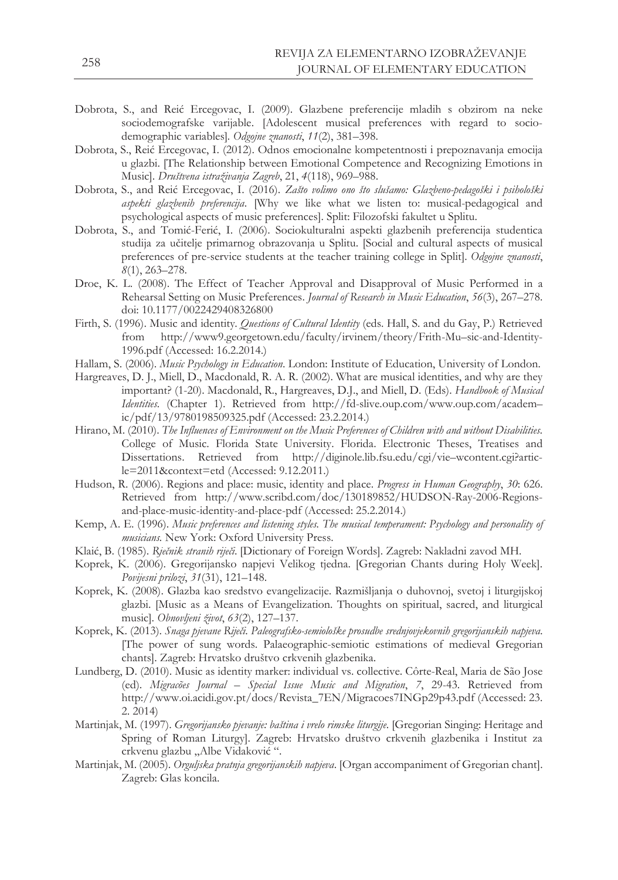Dobrota, S., and Reić Ercegovac, I. (2009). Glazbene preferencije mladih s obzirom na neke sociodemografske varijable. [Adolescent musical preferences with regard to socio-demographic variables]. *Odgojne znanosti*, *11*(2), 381–398.

Dobrota, S., Reić Ercegovac, I. (2012). Odnos emocionalne kompetentnosti i prepoznavanja emocija u glazbi. [The Relationship between Emotional Competence and Recognizing Emotions in Music]. *Društvena istraživanja Zagreb*, 21, *4*(118), 969–988.

Dobrota, S., and Reić Ercegovac, I. (2016). *Zašto volimo ono što slušamo: Glazbeno-pedagoški i psihološki aspekti glazbenih preferencija*. [Why we like what we listen to: musical-pedagogical and psychological aspects of music preferences]. Split: Filozofski fakultet u Splitu.

Dobrota, S., and Tomić-Ferić, I. (2006). Sociokulturalni aspekti glazbenih preferencija studentica studija za učitelje primarnog obrazovanja u Splitu. [Social and cultural aspects of musical preferences of pre-service students at the teacher training college in Split]. *Odgojne znanosti*, *8*(1), 263–278.

Droe, K. L. (2008). The Effect of Teacher Approval and Disapproval of Music Performed in a Rehearsal Setting on Music Preferences. *Journal of Research in Music Education*, *56*(3), 267–278. doi: 10.1177/0022429408326800

Firth, S. (1996). Music and identity. *Questions of Cultural Identity* (eds. Hall, S. and du Gay, P.) Retrieved from http://www9.georgetown.edu/faculty/irvinem/theory/Frith-Mu–sic-and-Identity-1996.pdf (Accessed: 16.2.2014.)

Hallam, S. (2006). *Music Psychology in Education*. London: Institute of Education, University of London.

Hargreaves, D. J., Miell, D., Macdonald, R. A. R. (2002). What are musical identities, and why are they important? (1-20). Macdonald, R., Hargreaves, D.J., and Miell, D. (Eds). *Handbook of Musical Identities.* (Chapter 1). Retrieved from http://fd-slive.oup.com/www.oup.com/academ–ic/pdf/13/9780198509325.pdf (Accessed: 23.2.2014.)

Hirano, M. (2010). *The Influences of Environment on the Music Preferences of Children with and without Disabilities.* College of Music. Florida State University. Florida. Electronic Theses, Treatises and Dissertations. Retrieved from http://diginole.lib.fsu.edu/cgi/vie–wcontent.cgi?article=2011&context=etd (Accessed: 9.12.2011.)

Hudson, R. (2006). Regions and place: music, identity and place. *Progress in Human Geography*, *30*: 626. Retrieved from http://www.scribd.com/doc/130189852/HUDSON-Ray-2006-Regions-and-place-music-identity-and-place-pdf (Accessed: 25.2.2014.)

Kemp, A. E. (1996). *Music preferences and listening styles. The musical temperament: Psychology and personality of musicians.* New York: Oxford University Press.

Klaić, B. (1985). *Rječnik stranih riječi*. [Dictionary of Foreign Words]. Zagreb: Nakladni zavod MH.

Koprek, K. (2006). Gregorijansko napjevi Velikog tjedna. [Gregorian Chants during Holy Week]. *Povijesni prilozi*, *31*(31), 121–148.

Koprek, K. (2008). Glazba kao sredstvo evangelizacije. Razmišljanja o duhovnoj, svetoj i liturgijskoj glazbi. [Music as a Means of Evangelization. Thoughts on spiritual, sacred, and liturgical music]. *Obnovljeni život*, *63*(2), 127–137.

Koprek, K. (2013). *Snaga pjevane Riječi. Paleografsko-semiološke prosudbe srednjovjekovnih gregorijanskih napjeva.* [The power of sung words. Palaeographic-semiotic estimations of medieval Gregorian chants]. Zagreb: Hrvatsko društvo crkvenih glazbenika.

Lundberg, D. (2010). Music as identity marker: individual vs. collective. Côrte-Real, Maria de São Jose (ed). *Migracões Journal – Special Issue Music and Migration*, *7*, 29-43. Retrieved from http://www.oi.acidi.gov.pt/docs/Revista_7EN/Migracoes7INGp29p43.pdf (Accessed: 23. 2. 2014)

Martinjak, M. (1997). *Gregorijansko pjevanje: baština i vrelo rimske liturgije*. [Gregorian Singing: Heritage and Spring of Roman Liturgy]. Zagreb: Hrvatsko društvo crkvenih glazbenika i Institut za crkvenu glazbu „Albe Vidaković ".

Martinjak, M. (2005). *Orguljska pratnja gregorijanskih napjeva*. [Organ accompaniment of Gregorian chant]. Zagreb: Glas koncila.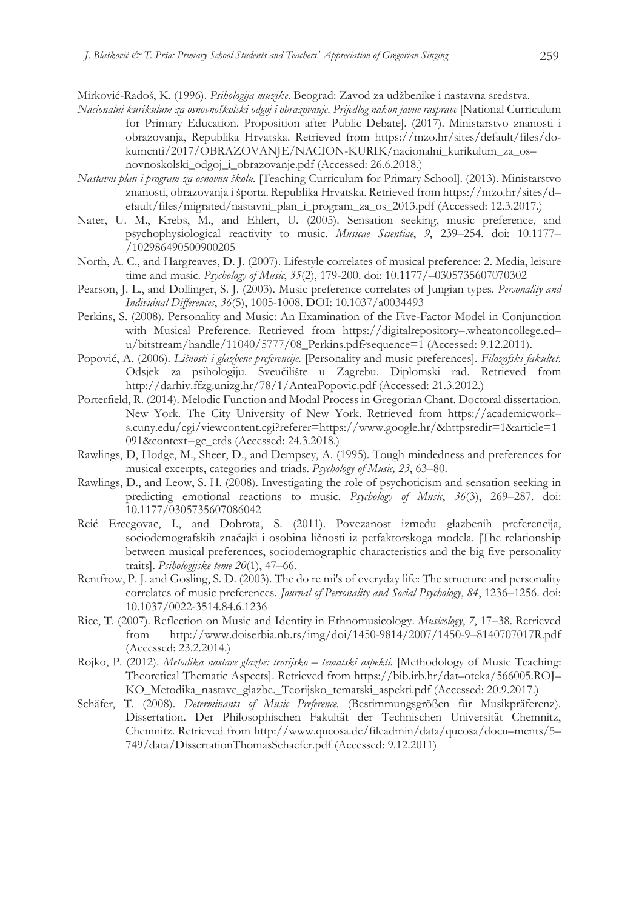Mirković-Radoš, K. (1996). *Psihologija muzike*. Beograd: Zavod za udžbenike i nastavna sredstva.

*Nacionalni kurikulum za osnovnoškolski odgoj i obrazovanje. Prijedlog nakon javne rasprave* [National Curriculum for Primary Education. Proposition after Public Debate]. (2017). Ministarstvo znanosti i obrazovanja, Republika Hrvatska. Retrieved from https://mzo.hr/sites/default/files/dokumenti/2017/OBRAZOVANJE/NACION-KURIK/nacionalni_kurikulum_za_os–novnoskolski_odgoj_i_obrazovanje.pdf (Accessed: 26.6.2018.)

*Nastavni plan i program za osnovnu školu.* [Teaching Curriculum for Primary School]. (2013). Ministarstvo znanosti, obrazovanja i športa. Republika Hrvatska. Retrieved from https://mzo.hr/sites/d–efault/files/migrated/nastavni_plan_i_program_za_os_2013.pdf (Accessed: 12.3.2017.)

Nater, U. M., Krebs, M., and Ehlert, U. (2005). Sensation seeking, music preference, and psychophysiological reactivity to music. *Musicae Scientiae*, *9*, 239–254. doi: 10.1177–/102986490500900205

North, A. C., and Hargreaves, D. J. (2007). Lifestyle correlates of musical preference: 2. Media, leisure time and music. *Psychology of Music*, *35*(2), 179-200. doi: 10.1177/–0305735607070302

Pearson, J. L., and Dollinger, S. J. (2003). Music preference correlates of Jungian types. *Personality and Individual Differences*, *36*(5), 1005-1008. DOI: 10.1037/a0034493

Perkins, S. (2008). Personality and Music: An Examination of the Five-Factor Model in Conjunction with Musical Preference. Retrieved from https://digitalrepository–.wheatoncollege.ed–u/bitstream/handle/11040/5777/08_Perkins.pdf?sequence=1 (Accessed: 9.12.2011).

Popović, A. (2006). *Ličnosti i glazbene preferencije.* [Personality and music preferences]. *Filozofski fakultet.* Odsjek za psihologiju. Sveučilište u Zagrebu. Diplomski rad. Retrieved from http://darhiv.ffzg.unizg.hr/78/1/AnteaPopovic.pdf (Accessed: 21.3.2012.)

Porterfield, R. (2014). Melodic Function and Modal Process in Gregorian Chant. Doctoral dissertation. New York. The City University of New York. Retrieved from https://academicwork–s.cuny.edu/cgi/viewcontent.cgi?referer=https://www.google.hr/&httpsredir=1&article=1091&context=gc_etds (Accessed: 24.3.2018.)

Rawlings, D, Hodge, M., Sheer, D., and Dempsey, A. (1995). Tough mindedness and preferences for musical excerpts, categories and triads. *Psychology of Music, 23*, 63–80.

Rawlings, D., and Leow, S. H. (2008). Investigating the role of psychoticism and sensation seeking in predicting emotional reactions to music. *Psychology of Music*, *36*(3), 269–287. doi: 10.1177/0305735607086042

Reić Ercegovac, I., and Dobrota, S. (2011). Povezanost između glazbenih preferencija, sociodemografskih značajki i osobina ličnosti iz petfaktorskoga modela. [The relationship between musical preferences, sociodemographic characteristics and the big five personality traits]. *Psihologijske teme 20*(1), 47–66.

Rentfrow, P. J. and Gosling, S. D. (2003). The do re mi's of everyday life: The structure and personality correlates of music preferences. *Journal of Personality and Social Psychology*, *84*, 1236–1256. doi: 10.1037/0022-3514.84.6.1236

Rice, T. (2007). Reflection on Music and Identity in Ethnomusicology. *Musicology*, *7*, 17–38. Retrieved from http://www.doiserbia.nb.rs/img/doi/1450-9814/2007/1450-9–8140707017R.pdf (Accessed: 23.2.2014.)

Rojko, P. (2012). *Metodika nastave glazbe: teorijsko – tematski aspekti.* [Methodology of Music Teaching: Theoretical Thematic Aspects]. Retrieved from https://bib.irb.hr/dat–oteka/566005.ROJ–KO_Metodika_nastave_glazbe._Teorijsko_tematski_aspekti.pdf (Accessed: 20.9.2017.)

Schäfer, T. (2008). *Determinants of Music Preference.* (Bestimmungsgrößen für Musikpräferenz). Dissertation. Der Philosophischen Fakultät der Technischen Universität Chemnitz, Chemnitz. Retrieved from http://www.qucosa.de/fileadmin/data/qucosa/docu–ments/5–749/data/DissertationThomasSchaefer.pdf (Accessed: 9.12.2011)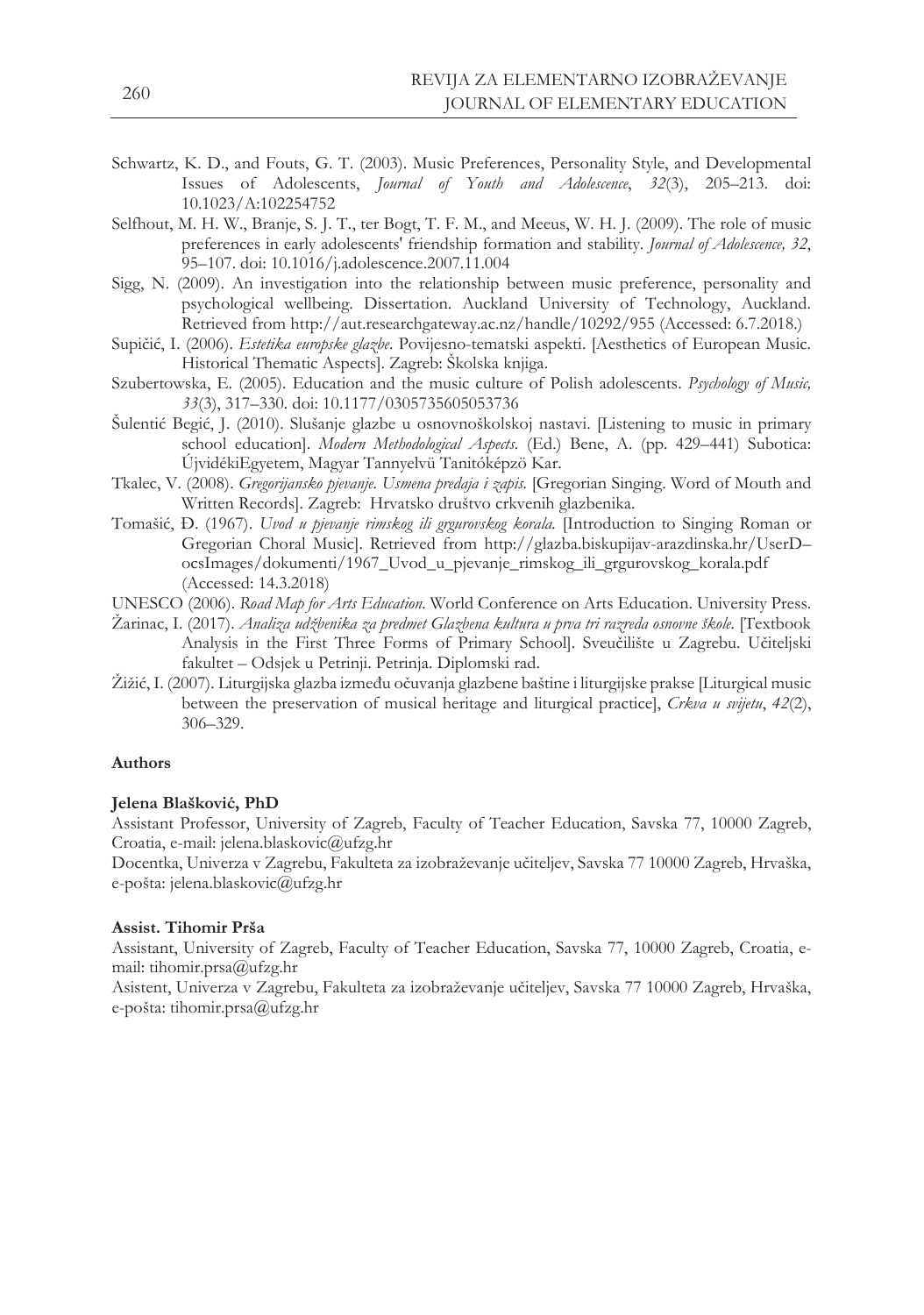Schwartz, K. D., and Fouts, G. T. (2003). Music Preferences, Personality Style, and Developmental Issues of Adolescents, *Journal of Youth and Adolescence*, *32*(3), 205–213. doi: 10.1023/A:102254752

Selfhout, M. H. W., Branje, S. J. T., ter Bogt, T. F. M., and Meeus, W. H. J. (2009). The role of music preferences in early adolescents' friendship formation and stability. *Journal of Adolescence, 32*, 95–107. doi: 10.1016/j.adolescence.2007.11.004

Sigg, N. (2009). An investigation into the relationship between music preference, personality and psychological wellbeing. Dissertation. Auckland University of Technology, Auckland. Retrieved from http://aut.researchgateway.ac.nz/handle/10292/955 (Accessed: 6.7.2018.)

Supičić, I. (2006). *Estetika europske glazbe*. Povijesno-tematski aspekti. [Aesthetics of European Music. Historical Thematic Aspects]. Zagreb: Školska knjiga.

Szubertowska, E. (2005). Education and the music culture of Polish adolescents. *Psychology of Music, 33*(3), 317–330. doi: 10.1177/0305735605053736

Šulentić Begić, J. (2010). Slušanje glazbe u osnovnoškolskoj nastavi. [Listening to music in primary school education]. *Modern Methodological Aspects.* (Ed.) Bene, A. (pp. 429–441) Subotica: ÚjvidékiEgyetem, Magyar Tannyelvü Tanitóképzö Kar.

Tkalec, V. (2008). *Gregorijansko pjevanje. Usmena predaja i zapis.* [Gregorian Singing. Word of Mouth and Written Records]. Zagreb: Hrvatsko društvo crkvenih glazbenika.

Tomašić, Đ. (1967). *Uvod u pjevanje rimskog ili grgurovskog korala.* [Introduction to Singing Roman or Gregorian Choral Music]. Retrieved from http://glazba.biskupijav-arazdinska.hr/UserD–ocsImages/dokumenti/1967_Uvod_u_pjevanje_rimskog_ili_grgurovskog_korala.pdf (Accessed: 14.3.2018)

UNESCO (2006). *Road Map for Arts Education.* World Conference on Arts Education. University Press.

Žarinac, I. (2017). *Analiza udžbenika za predmet Glazbena kultura u prva tri razreda osnovne škole.* [Textbook Analysis in the First Three Forms of Primary School]. Sveučilište u Zagrebu. Učiteljski fakultet – Odsjek u Petrinji. Petrinja. Diplomski rad.

Žižić, I. (2007). Liturgijska glazba između očuvanja glazbene baštine i liturgijske prakse [Liturgical music between the preservation of musical heritage and liturgical practice], *Crkva u svijetu*, *42*(2), 306–329.

### Authors

**Jelena Blašković, PhD**

Assistant Professor, University of Zagreb, Faculty of Teacher Education, Savska 77, 10000 Zagreb, Croatia, e-mail: jelena.blaskovic@ufzg.hr

Docentka, Univerza v Zagrebu, Fakulteta za izobraževanje učiteljev, Savska 77 10000 Zagreb, Hrvaška, e-pošta: jelena.blaskovic@ufzg.hr

**Assist. Tihomir Prša**

Assistant, University of Zagreb, Faculty of Teacher Education, Savska 77, 10000 Zagreb, Croatia, e-mail: tihomir.prsa@ufzg.hr

Asistent, Univerza v Zagrebu, Fakulteta za izobraževanje učiteljev, Savska 77 10000 Zagreb, Hrvaška, e-pošta: tihomir.prsa@ufzg.hr